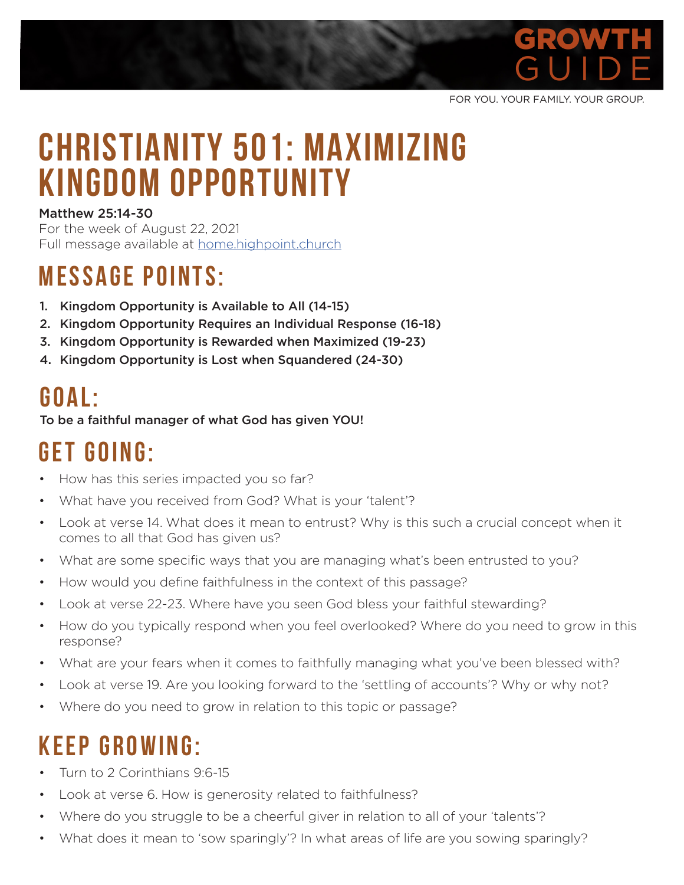# GROWTH GUIDE

FOR YOU. YOUR FAMILY. YOUR GROUP.

# CHRISTIANITY 501: MAXIMIZING KINGDOM OPPORTUNITY

**Matthew 25:14-30**
For the week of August 22, 2021
Full message available at home.highpoint.church

## MESSAGE POINTS:

1. **Kingdom Opportunity is Available to All (14-15)**
2. **Kingdom Opportunity Requires an Individual Response (16-18)**
3. **Kingdom Opportunity is Rewarded when Maximized (19-23)**
4. **Kingdom Opportunity is Lost when Squandered (24-30)**

## GOAL:

**To be a faithful manager of what God has given YOU!**

## GET GOING:

- How has this series impacted you so far?
- What have you received from God? What is your 'talent'?
- Look at verse 14. What does it mean to entrust? Why is this such a crucial concept when it comes to all that God has given us?
- What are some specific ways that you are managing what's been entrusted to you?
- How would you define faithfulness in the context of this passage?
- Look at verse 22-23. Where have you seen God bless your faithful stewarding?
- How do you typically respond when you feel overlooked? Where do you need to grow in this response?
- What are your fears when it comes to faithfully managing what you've been blessed with?
- Look at verse 19. Are you looking forward to the 'settling of accounts'? Why or why not?
- Where do you need to grow in relation to this topic or passage?

## KEEP GROWING:

- Turn to 2 Corinthians 9:6-15
- Look at verse 6. How is generosity related to faithfulness?
- Where do you struggle to be a cheerful giver in relation to all of your 'talents'?
- What does it mean to 'sow sparingly'? In what areas of life are you sowing sparingly?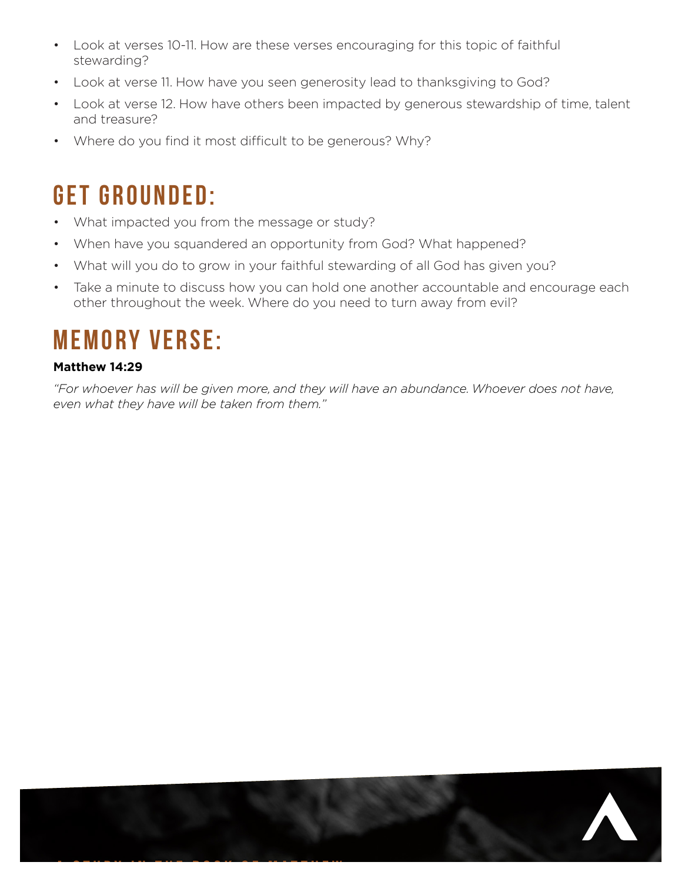- Look at verses 10-11. How are these verses encouraging for this topic of faithful stewarding?
- Look at verse 11. How have you seen generosity lead to thanksgiving to God?
- Look at verse 12. How have others been impacted by generous stewardship of time, talent and treasure?
- Where do you find it most difficult to be generous? Why?

## GET GROUNDED:

- What impacted you from the message or study?
- When have you squandered an opportunity from God? What happened?
- What will you do to grow in your faithful stewarding of all God has given you?
- Take a minute to discuss how you can hold one another accountable and encourage each other throughout the week. Where do you need to turn away from evil?

## MEMORY VERSE:

**Matthew 14:29**

*"For whoever has will be given more, and they will have an abundance. Whoever does not have, even what they have will be taken from them."*